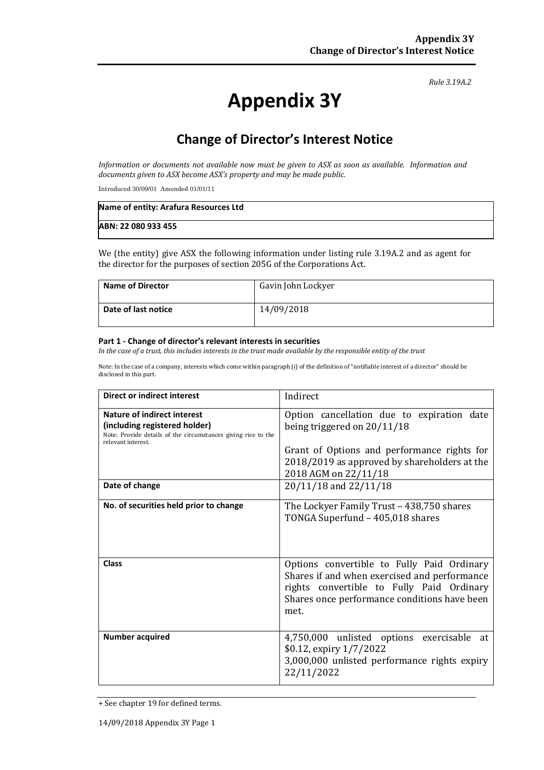*Rule 3.19A.2*

# Appendix 3Y

## Change of Director's Interest Notice

*Information or documents not available now must be given to ASX as soon as available. Information and documents given to ASX become ASX's property and may be made public.*

Introduced 30/09/01 Amended 01/01/11

| **Name of entity: Arafura Resources Ltd** |
|---|
| **ABN: 22 080 933 455** |

We (the entity) give ASX the following information under listing rule 3.19A.2 and as agent for the director for the purposes of section 205G of the Corporations Act.

| **Name of Director** | Gavin John Lockyer |
|---|---|
| **Date of last notice** | 14/09/2018 |

#### Part 1 - Change of director's relevant interests in securities

*In the case of a trust, this includes interests in the trust made available by the responsible entity of the trust*

Note: In the case of a company, interests which come within paragraph (i) of the definition of "notifiable interest of a director" should be disclosed in this part.

| **Direct or indirect interest** | Indirect |
|---|---|
| **Nature of indirect interest (including registered holder)** Note: Provide details of the circumstances giving rise to the relevant interest. | Option cancellation due to expiration date being triggered on 20/11/18<br><br>Grant of Options and performance rights for 2018/2019 as approved by shareholders at the 2018 AGM on 22/11/18 |
| **Date of change** | 20/11/18 and 22/11/18 |
| **No. of securities held prior to change** | The Lockyer Family Trust – 438,750 shares<br>TONGA Superfund – 405,018 shares |
| **Class** | Options convertible to Fully Paid Ordinary Shares if and when exercised and performance rights convertible to Fully Paid Ordinary Shares once performance conditions have been met. |
| **Number acquired** | 4,750,000 unlisted options exercisable at $0.12, expiry 1/7/2022<br>3,000,000 unlisted performance rights expiry 22/11/2022 |

+ See chapter 19 for defined terms.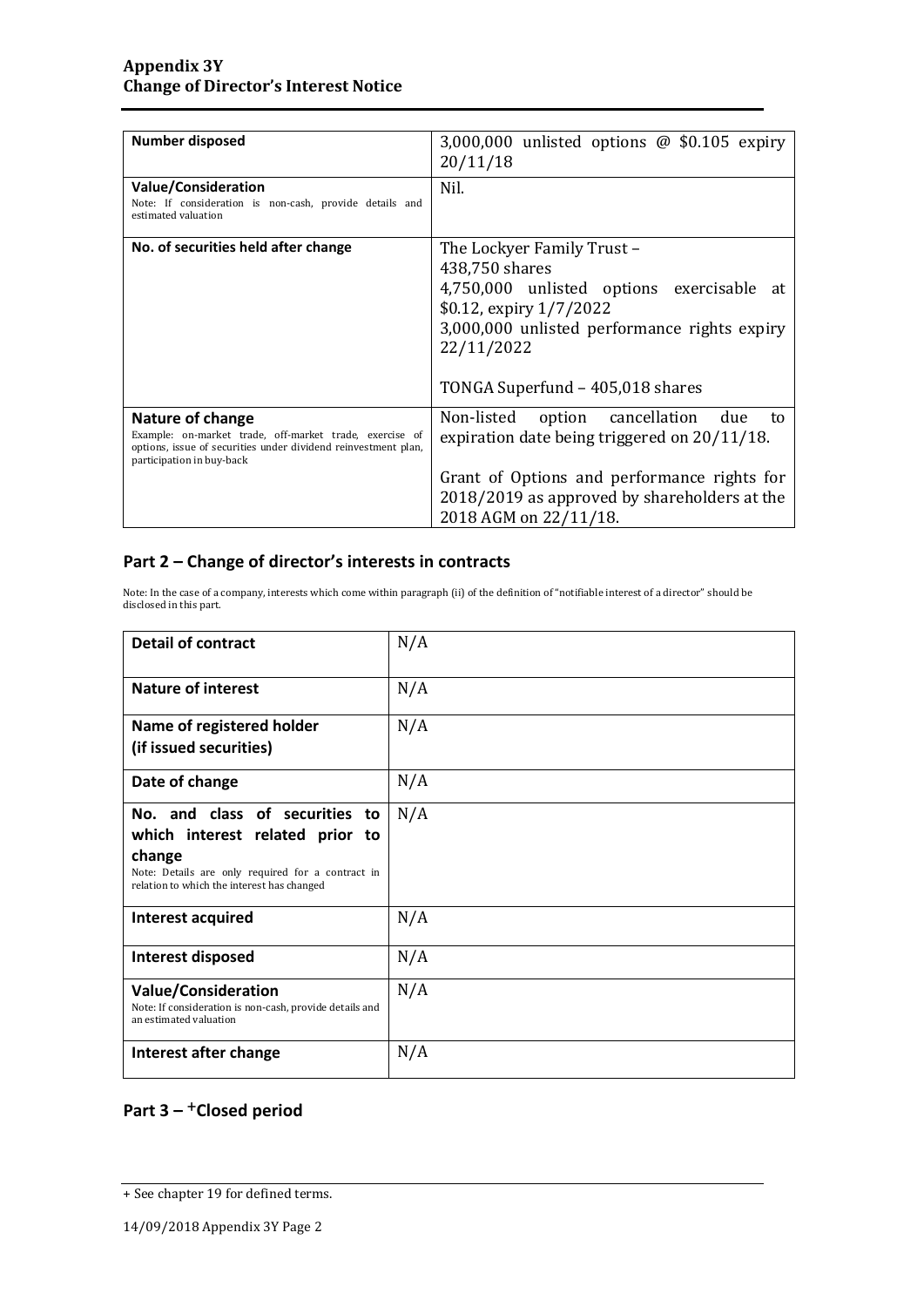| | |
|---|---|
| **Number disposed** | 3,000,000 unlisted options @ \$0.105 expiry 20/11/18 |
| **Value/Consideration**<br>Note: If consideration is non-cash, provide details and estimated valuation | Nil. |
| **No. of securities held after change** | The Lockyer Family Trust –<br>438,750 shares<br>4,750,000 unlisted options exercisable at \$0.12, expiry 1/7/2022<br>3,000,000 unlisted performance rights expiry 22/11/2022<br><br>TONGA Superfund – 405,018 shares |
| **Nature of change**<br>Example: on-market trade, off-market trade, exercise of options, issue of securities under dividend reinvestment plan, participation in buy-back | Non-listed option cancellation due to expiration date being triggered on 20/11/18.<br><br>Grant of Options and performance rights for 2018/2019 as approved by shareholders at the 2018 AGM on 22/11/18. |

## Part 2 – Change of director's interests in contracts

Note: In the case of a company, interests which come within paragraph (ii) of the definition of "notifiable interest of a director" should be disclosed in this part.

| | |
|---|---|
| **Detail of contract** | N/A |
| **Nature of interest** | N/A |
| **Name of registered holder (if issued securities)** | N/A |
| **Date of change** | N/A |
| **No. and class of securities to which interest related prior to change**<br>Note: Details are only required for a contract in relation to which the interest has changed | N/A |
| **Interest acquired** | N/A |
| **Interest disposed** | N/A |
| **Value/Consideration**<br>Note: If consideration is non-cash, provide details and an estimated valuation | N/A |
| **Interest after change** | N/A |

## Part 3 – +Closed period

+ See chapter 19 for defined terms.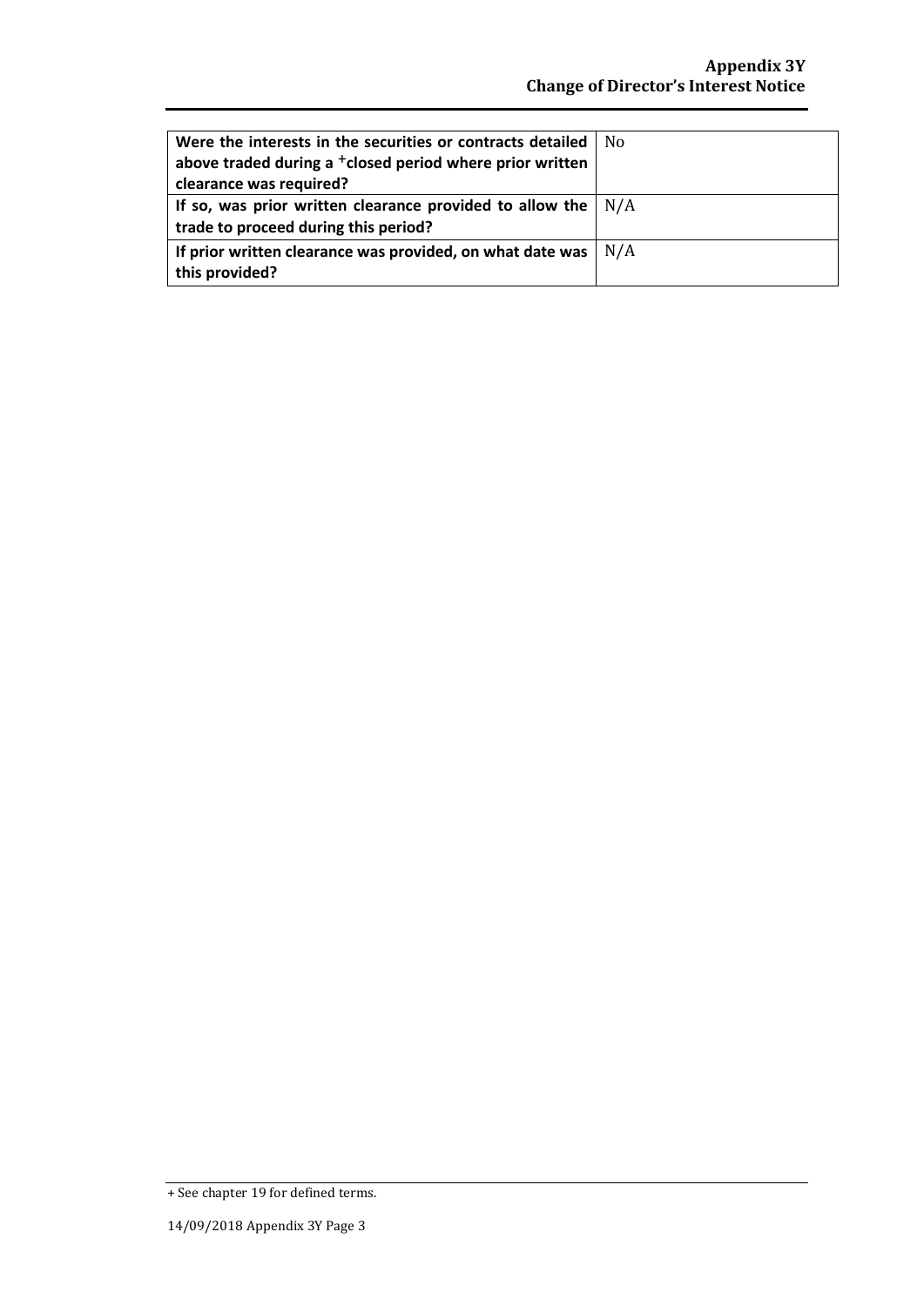| | |
|---|---|
| **Were the interests in the securities or contracts detailed above traded during a +closed period where prior written clearance was required?** | No |
| **If so, was prior written clearance provided to allow the trade to proceed during this period?** | N/A |
| **If prior written clearance was provided, on what date was this provided?** | N/A |

+ See chapter 19 for defined terms.